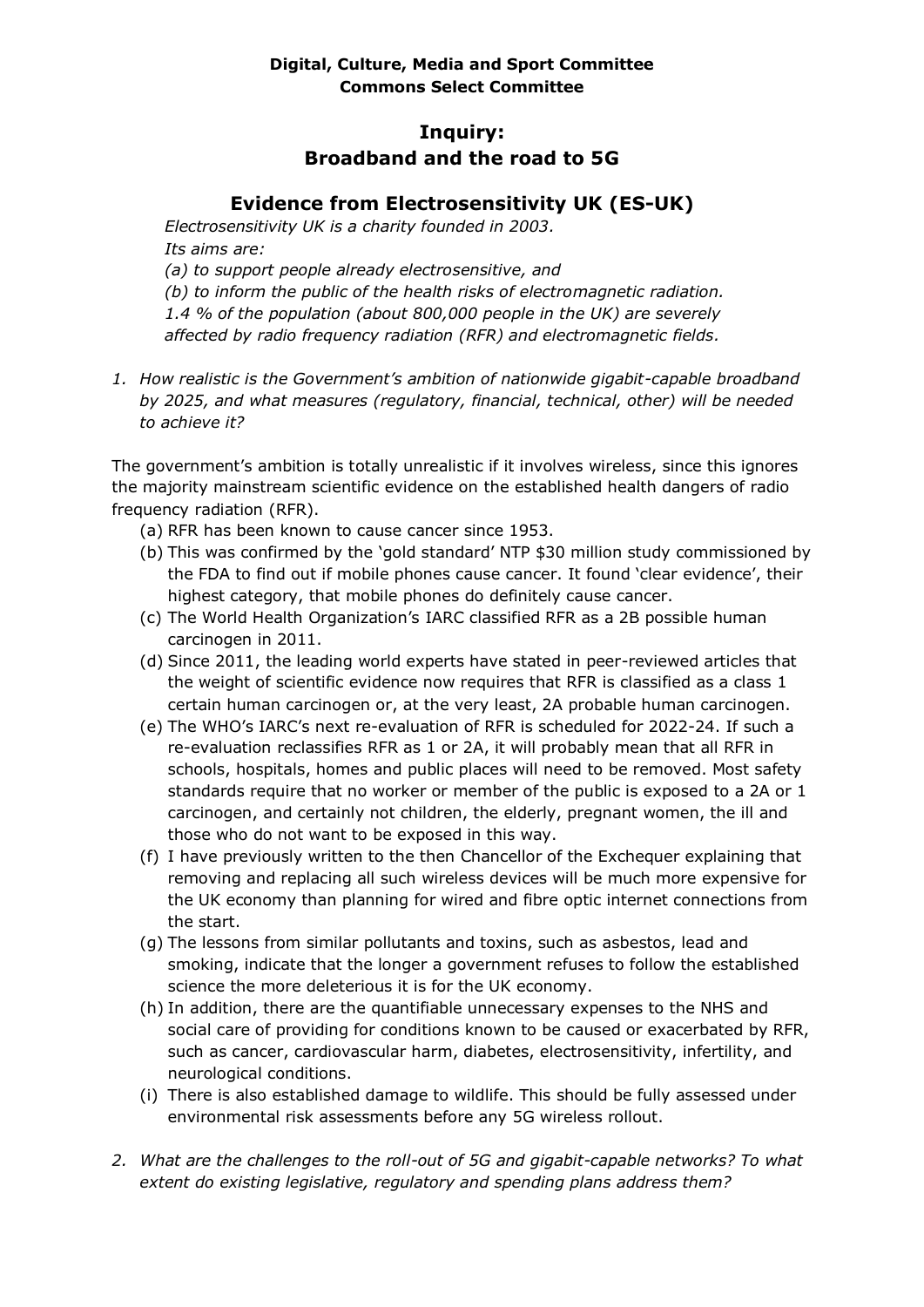**Digital, Culture, Media and Sport Committee**
**Commons Select Committee**

# Inquiry: Broadband and the road to 5G

## Evidence from Electrosensitivity UK (ES-UK)

*Electrosensitivity UK is a charity founded in 2003.*
*Its aims are:*
*(a) to support people already electrosensitive, and*
*(b) to inform the public of the health risks of electromagnetic radiation.*
*1.4 % of the population (about 800,000 people in the UK) are severely affected by radio frequency radiation (RFR) and electromagnetic fields.*

1. *How realistic is the Government's ambition of nationwide gigabit-capable broadband by 2025, and what measures (regulatory, financial, technical, other) will be needed to achieve it?*

The government's ambition is totally unrealistic if it involves wireless, since this ignores the majority mainstream scientific evidence on the established health dangers of radio frequency radiation (RFR).

(a) RFR has been known to cause cancer since 1953.
(b) This was confirmed by the 'gold standard' NTP $30 million study commissioned by the FDA to find out if mobile phones cause cancer. It found 'clear evidence', their highest category, that mobile phones do definitely cause cancer.
(c) The World Health Organization's IARC classified RFR as a 2B possible human carcinogen in 2011.
(d) Since 2011, the leading world experts have stated in peer-reviewed articles that the weight of scientific evidence now requires that RFR is classified as a class 1 certain human carcinogen or, at the very least, 2A probable human carcinogen.
(e) The WHO's IARC's next re-evaluation of RFR is scheduled for 2022-24. If such a re-evaluation reclassifies RFR as 1 or 2A, it will probably mean that all RFR in schools, hospitals, homes and public places will need to be removed. Most safety standards require that no worker or member of the public is exposed to a 2A or 1 carcinogen, and certainly not children, the elderly, pregnant women, the ill and those who do not want to be exposed in this way.
(f) I have previously written to the then Chancellor of the Exchequer explaining that removing and replacing all such wireless devices will be much more expensive for the UK economy than planning for wired and fibre optic internet connections from the start.
(g) The lessons from similar pollutants and toxins, such as asbestos, lead and smoking, indicate that the longer a government refuses to follow the established science the more deleterious it is for the UK economy.
(h) In addition, there are the quantifiable unnecessary expenses to the NHS and social care of providing for conditions known to be caused or exacerbated by RFR, such as cancer, cardiovascular harm, diabetes, electrosensitivity, infertility, and neurological conditions.
(i) There is also established damage to wildlife. This should be fully assessed under environmental risk assessments before any 5G wireless rollout.

2. *What are the challenges to the roll-out of 5G and gigabit-capable networks? To what extent do existing legislative, regulatory and spending plans address them?*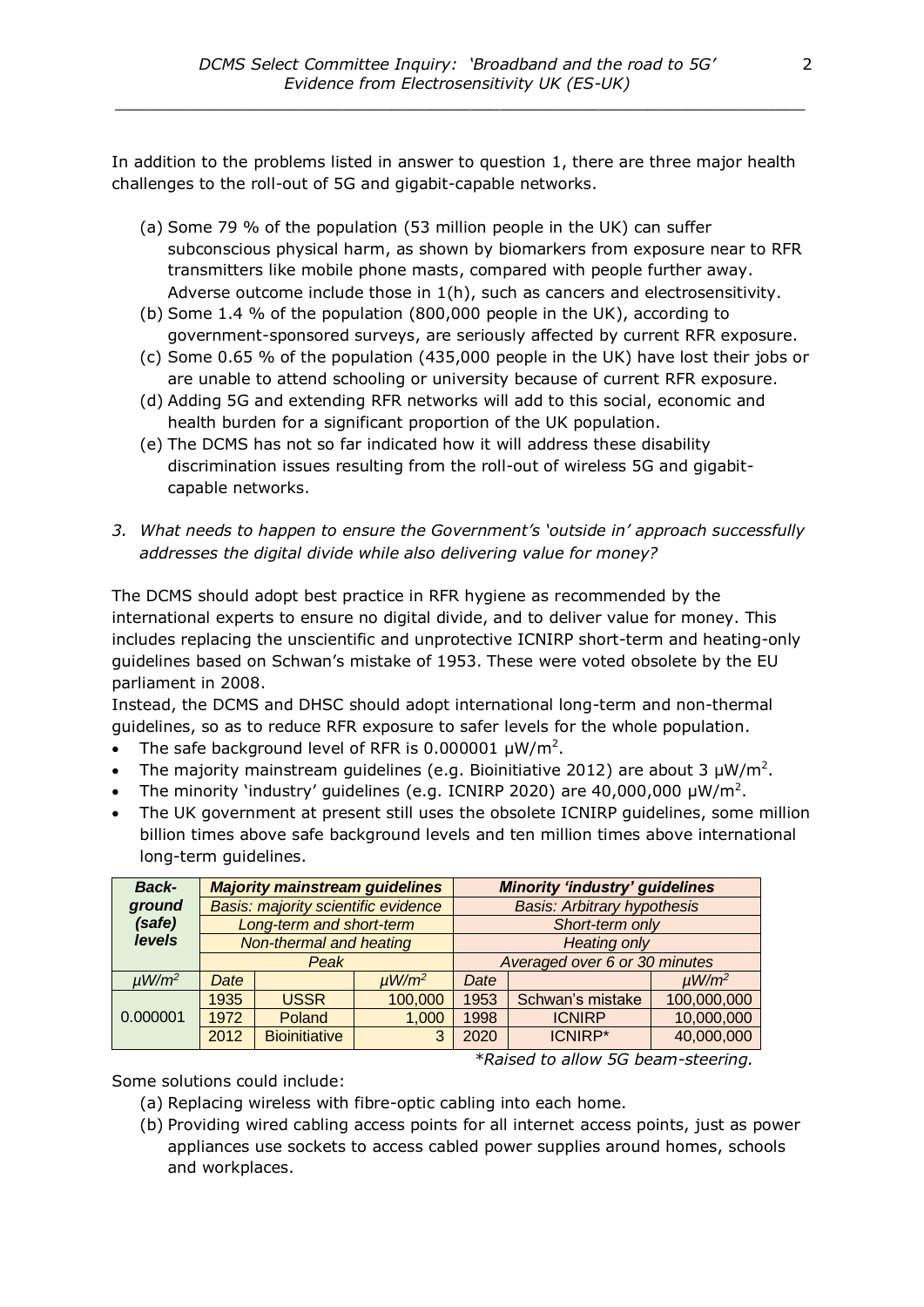In addition to the problems listed in answer to question 1, there are three major health challenges to the roll-out of 5G and gigabit-capable networks.

(a) Some 79 % of the population (53 million people in the UK) can suffer subconscious physical harm, as shown by biomarkers from exposure near to RFR transmitters like mobile phone masts, compared with people further away. Adverse outcome include those in 1(h), such as cancers and electrosensitivity.
(b) Some 1.4 % of the population (800,000 people in the UK), according to government-sponsored surveys, are seriously affected by current RFR exposure.
(c) Some 0.65 % of the population (435,000 people in the UK) have lost their jobs or are unable to attend schooling or university because of current RFR exposure.
(d) Adding 5G and extending RFR networks will add to this social, economic and health burden for a significant proportion of the UK population.
(e) The DCMS has not so far indicated how it will address these disability discrimination issues resulting from the roll-out of wireless 5G and gigabit-capable networks.

3. *What needs to happen to ensure the Government's 'outside in' approach successfully addresses the digital divide while also delivering value for money?*

The DCMS should adopt best practice in RFR hygiene as recommended by the international experts to ensure no digital divide, and to deliver value for money. This includes replacing the unscientific and unprotective ICNIRP short-term and heating-only guidelines based on Schwan's mistake of 1953. These were voted obsolete by the EU parliament in 2008.
Instead, the DCMS and DHSC should adopt international long-term and non-thermal guidelines, so as to reduce RFR exposure to safer levels for the whole population.

- The safe background level of RFR is 0.000001 μW/m$^2$.
- The majority mainstream guidelines (e.g. Bioinitiative 2012) are about 3 μW/m$^2$.
- The minority 'industry' guidelines (e.g. ICNIRP 2020) are 40,000,000 μW/m$^2$.
- The UK government at present still uses the obsolete ICNIRP guidelines, some million billion times above safe background levels and ten million times above international long-term guidelines.

| *Background (safe) levels* | *Majority mainstream guidelines* | | | *Minority 'industry' guidelines* | | |
|---|---|---|---|---|---|---|
| | *Basis: majority scientific evidence* | | | *Basis: Arbitrary hypothesis* | | |
| | *Long-term and short-term* | | | *Short-term only* | | |
| | *Non-thermal and heating* | | | *Heating only* | | |
| | *Peak* | | | *Averaged over 6 or 30 minutes* | | |
| *μW/m$^2$* | *Date* | | *μW/m$^2$* | *Date* | | *μW/m$^2$* |
| 0.000001 | 1935 | USSR | 100,000 | 1953 | Schwan's mistake | 100,000,000 |
| | 1972 | Poland | 1,000 | 1998 | ICNIRP | 10,000,000 |
| | 2012 | Bioinitiative | 3 | 2020 | ICNIRP* | 40,000,000 |

*\*Raised to allow 5G beam-steering.*

Some solutions could include:

(a) Replacing wireless with fibre-optic cabling into each home.
(b) Providing wired cabling access points for all internet access points, just as power appliances use sockets to access cabled power supplies around homes, schools and workplaces.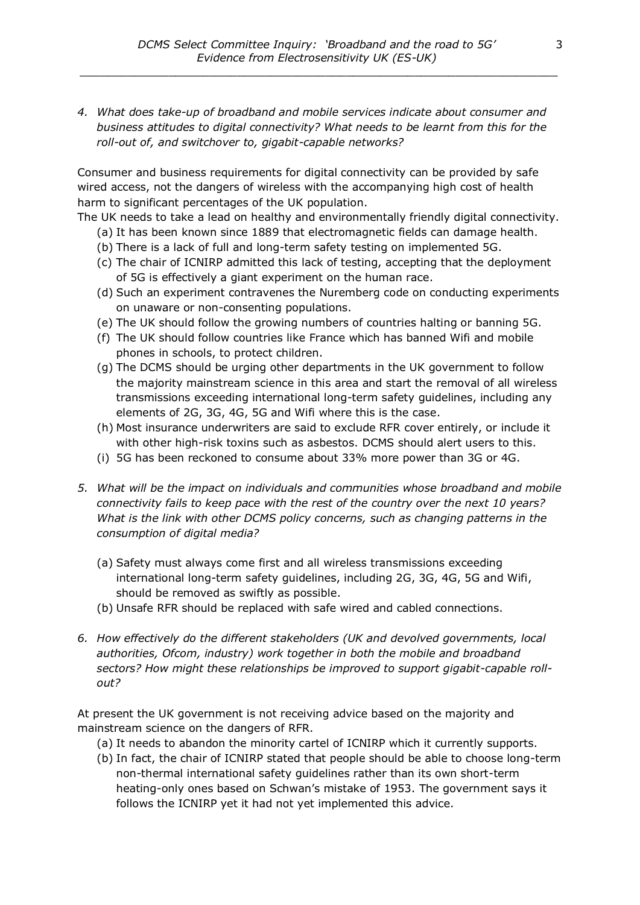*4. What does take-up of broadband and mobile services indicate about consumer and business attitudes to digital connectivity? What needs to be learnt from this for the roll-out of, and switchover to, gigabit-capable networks?*

Consumer and business requirements for digital connectivity can be provided by safe wired access, not the dangers of wireless with the accompanying high cost of health harm to significant percentages of the UK population.

The UK needs to take a lead on healthy and environmentally friendly digital connectivity.

(a) It has been known since 1889 that electromagnetic fields can damage health.
(b) There is a lack of full and long-term safety testing on implemented 5G.
(c) The chair of ICNIRP admitted this lack of testing, accepting that the deployment of 5G is effectively a giant experiment on the human race.
(d) Such an experiment contravenes the Nuremberg code on conducting experiments on unaware or non-consenting populations.
(e) The UK should follow the growing numbers of countries halting or banning 5G.
(f) The UK should follow countries like France which has banned Wifi and mobile phones in schools, to protect children.
(g) The DCMS should be urging other departments in the UK government to follow the majority mainstream science in this area and start the removal of all wireless transmissions exceeding international long-term safety guidelines, including any elements of 2G, 3G, 4G, 5G and Wifi where this is the case.
(h) Most insurance underwriters are said to exclude RFR cover entirely, or include it with other high-risk toxins such as asbestos. DCMS should alert users to this.
(i) 5G has been reckoned to consume about 33% more power than 3G or 4G.

*5. What will be the impact on individuals and communities whose broadband and mobile connectivity fails to keep pace with the rest of the country over the next 10 years? What is the link with other DCMS policy concerns, such as changing patterns in the consumption of digital media?*

(a) Safety must always come first and all wireless transmissions exceeding international long-term safety guidelines, including 2G, 3G, 4G, 5G and Wifi, should be removed as swiftly as possible.
(b) Unsafe RFR should be replaced with safe wired and cabled connections.

*6. How effectively do the different stakeholders (UK and devolved governments, local authorities, Ofcom, industry) work together in both the mobile and broadband sectors? How might these relationships be improved to support gigabit-capable roll-out?*

At present the UK government is not receiving advice based on the majority and mainstream science on the dangers of RFR.

(a) It needs to abandon the minority cartel of ICNIRP which it currently supports.
(b) In fact, the chair of ICNIRP stated that people should be able to choose long-term non-thermal international safety guidelines rather than its own short-term heating-only ones based on Schwan's mistake of 1953. The government says it follows the ICNIRP yet it had not yet implemented this advice.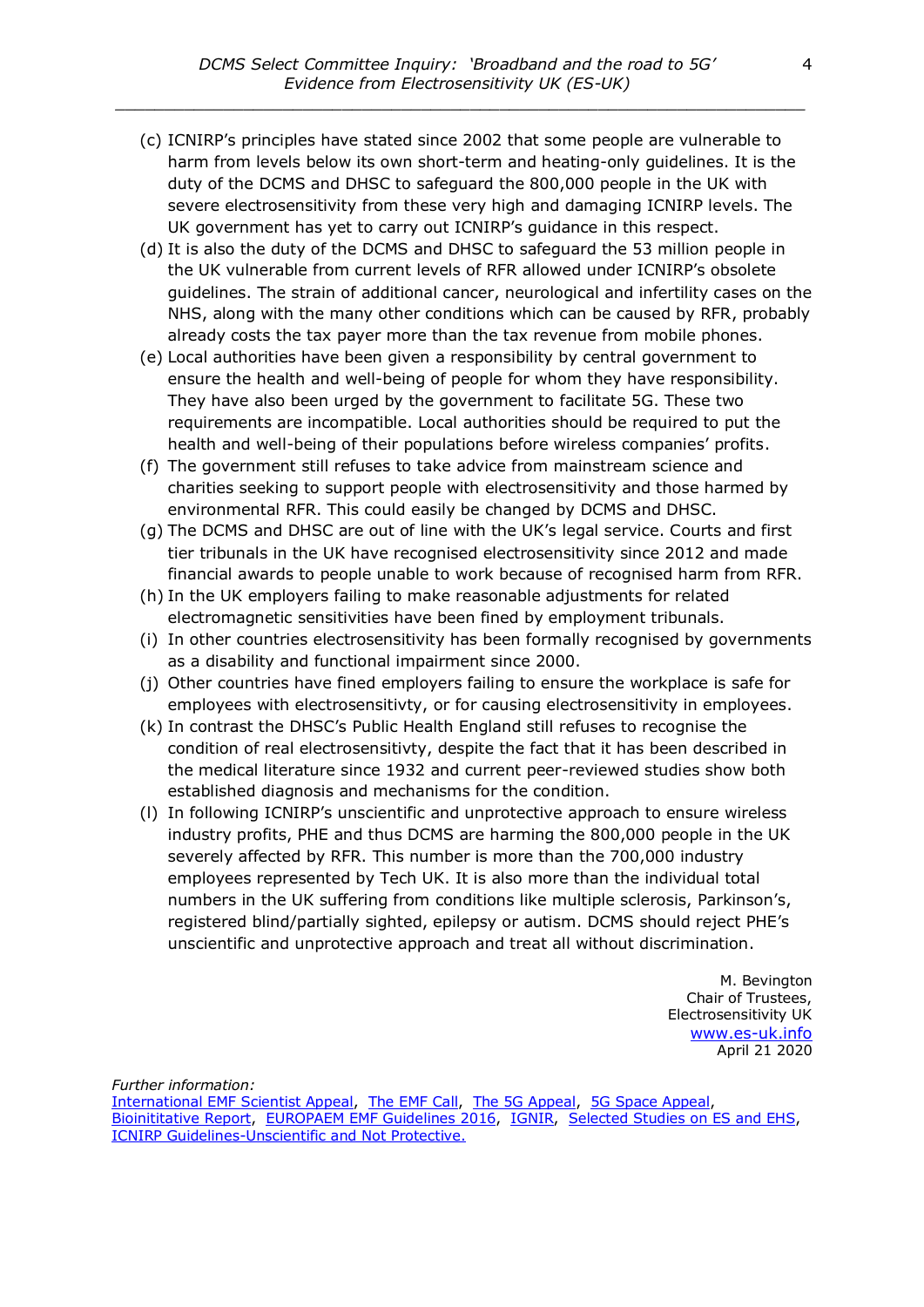(c) ICNIRP's principles have stated since 2002 that some people are vulnerable to harm from levels below its own short-term and heating-only guidelines. It is the duty of the DCMS and DHSC to safeguard the 800,000 people in the UK with severe electrosensitivity from these very high and damaging ICNIRP levels. The UK government has yet to carry out ICNIRP's guidance in this respect.

(d) It is also the duty of the DCMS and DHSC to safeguard the 53 million people in the UK vulnerable from current levels of RFR allowed under ICNIRP's obsolete guidelines. The strain of additional cancer, neurological and infertility cases on the NHS, along with the many other conditions which can be caused by RFR, probably already costs the tax payer more than the tax revenue from mobile phones.

(e) Local authorities have been given a responsibility by central government to ensure the health and well-being of people for whom they have responsibility. They have also been urged by the government to facilitate 5G. These two requirements are incompatible. Local authorities should be required to put the health and well-being of their populations before wireless companies' profits.

(f) The government still refuses to take advice from mainstream science and charities seeking to support people with electrosensitivity and those harmed by environmental RFR. This could easily be changed by DCMS and DHSC.

(g) The DCMS and DHSC are out of line with the UK's legal service. Courts and first tier tribunals in the UK have recognised electrosensitivity since 2012 and made financial awards to people unable to work because of recognised harm from RFR.

(h) In the UK employers failing to make reasonable adjustments for related electromagnetic sensitivities have been fined by employment tribunals.

(i) In other countries electrosensitivity has been formally recognised by governments as a disability and functional impairment since 2000.

(j) Other countries have fined employers failing to ensure the workplace is safe for employees with electrosensitivty, or for causing electrosensitivity in employees.

(k) In contrast the DHSC's Public Health England still refuses to recognise the condition of real electrosensitivty, despite the fact that it has been described in the medical literature since 1932 and current peer-reviewed studies show both established diagnosis and mechanisms for the condition.

(l) In following ICNIRP's unscientific and unprotective approach to ensure wireless industry profits, PHE and thus DCMS are harming the 800,000 people in the UK severely affected by RFR. This number is more than the 700,000 industry employees represented by Tech UK. It is also more than the individual total numbers in the UK suffering from conditions like multiple sclerosis, Parkinson's, registered blind/partially sighted, epilepsy or autism. DCMS should reject PHE's unscientific and unprotective approach and treat all without discrimination.

M. Bevington
Chair of Trustees,
Electrosensitivity UK
www.es-uk.info
April 21 2020

*Further information:*
International EMF Scientist Appeal, The EMF Call, The 5G Appeal, 5G Space Appeal, Bioinititative Report, EUROPAEM EMF Guidelines 2016, IGNIR, Selected Studies on ES and EHS, ICNIRP Guidelines-Unscientific and Not Protective.